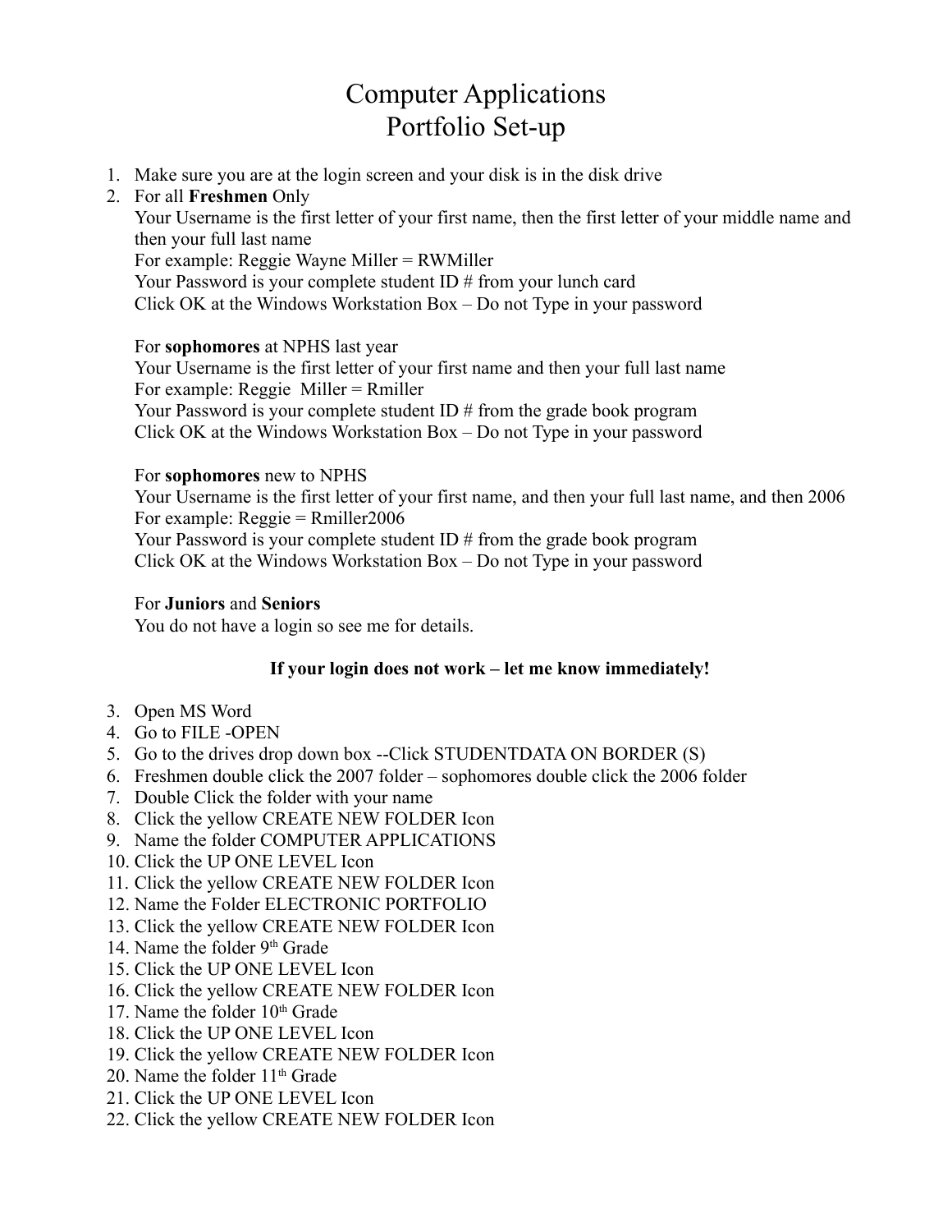# Computer Applications
# Portfolio Set-up

1. Make sure you are at the login screen and your disk is in the disk drive
2. For all **Freshmen** Only
   Your Username is the first letter of your first name, then the first letter of your middle name and then your full last name
   For example: Reggie Wayne Miller = RWMiller
   Your Password is your complete student ID # from your lunch card
   Click OK at the Windows Workstation Box – Do not Type in your password

   For **sophomores** at NPHS last year
   Your Username is the first letter of your first name and then your full last name
   For example: Reggie  Miller = Rmiller
   Your Password is your complete student ID # from the grade book program
   Click OK at the Windows Workstation Box – Do not Type in your password

   For **sophomores** new to NPHS
   Your Username is the first letter of your first name, and then your full last name, and then 2006
   For example: Reggie = Rmiller2006
   Your Password is your complete student ID # from the grade book program
   Click OK at the Windows Workstation Box – Do not Type in your password

   For **Juniors** and **Seniors**
   You do not have a login so see me for details.

**If your login does not work – let me know immediately!**

3. Open MS Word
4. Go to FILE -OPEN
5. Go to the drives drop down box --Click STUDENTDATA ON BORDER (S)
6. Freshmen double click the 2007 folder – sophomores double click the 2006 folder
7. Double Click the folder with your name
8. Click the yellow CREATE NEW FOLDER Icon
9. Name the folder COMPUTER APPLICATIONS
10. Click the UP ONE LEVEL Icon
11. Click the yellow CREATE NEW FOLDER Icon
12. Name the Folder ELECTRONIC PORTFOLIO
13. Click the yellow CREATE NEW FOLDER Icon
14. Name the folder 9th Grade
15. Click the UP ONE LEVEL Icon
16. Click the yellow CREATE NEW FOLDER Icon
17. Name the folder 10th Grade
18. Click the UP ONE LEVEL Icon
19. Click the yellow CREATE NEW FOLDER Icon
20. Name the folder 11th Grade
21. Click the UP ONE LEVEL Icon
22. Click the yellow CREATE NEW FOLDER Icon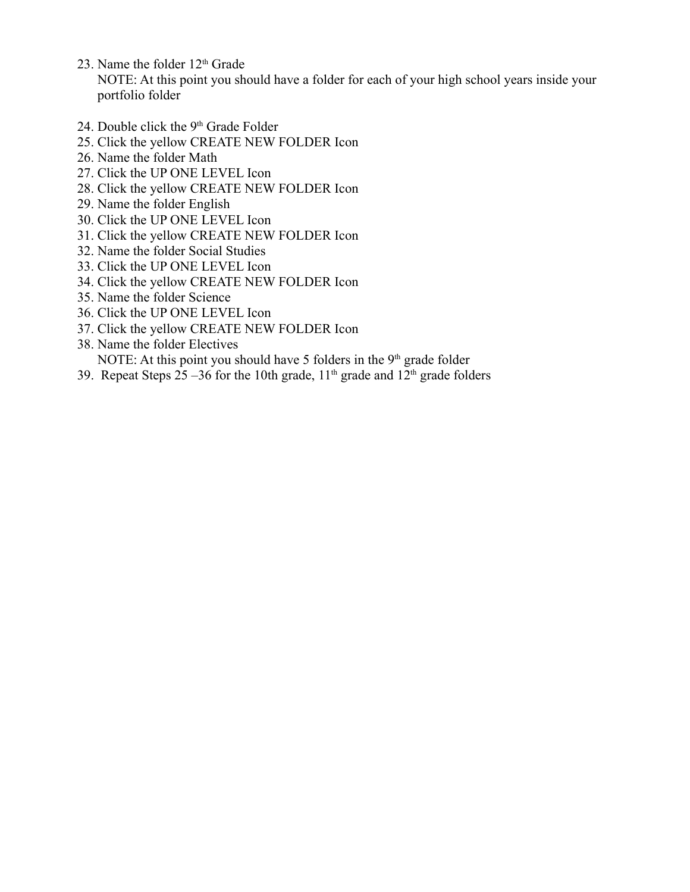23. Name the folder 12th Grade
    NOTE: At this point you should have a folder for each of your high school years inside your portfolio folder

24. Double click the 9th Grade Folder
25. Click the yellow CREATE NEW FOLDER Icon
26. Name the folder Math
27. Click the UP ONE LEVEL Icon
28. Click the yellow CREATE NEW FOLDER Icon
29. Name the folder English
30. Click the UP ONE LEVEL Icon
31. Click the yellow CREATE NEW FOLDER Icon
32. Name the folder Social Studies
33. Click the UP ONE LEVEL Icon
34. Click the yellow CREATE NEW FOLDER Icon
35. Name the folder Science
36. Click the UP ONE LEVEL Icon
37. Click the yellow CREATE NEW FOLDER Icon
38. Name the folder Electives
    NOTE: At this point you should have 5 folders in the 9th grade folder
39. Repeat Steps 25 –36 for the 10th grade, 11th grade and 12th grade folders